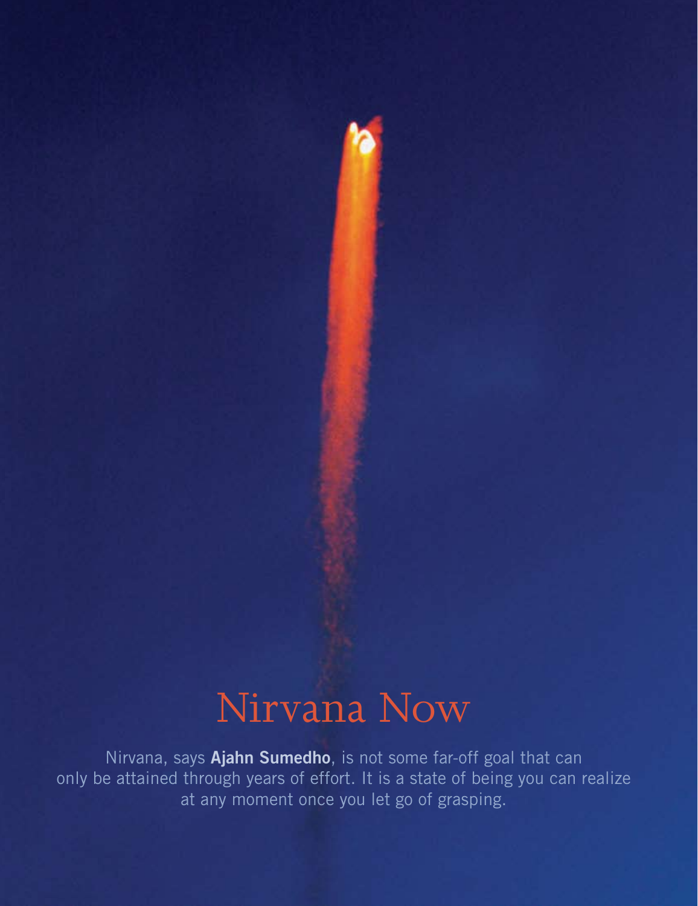# Nirvana Now

Nirvana, says **Ajahn Sumedho**, is not some far-off goal that can only be attained through years of effort. It is a state of being you can realize at any moment once you let go of grasping.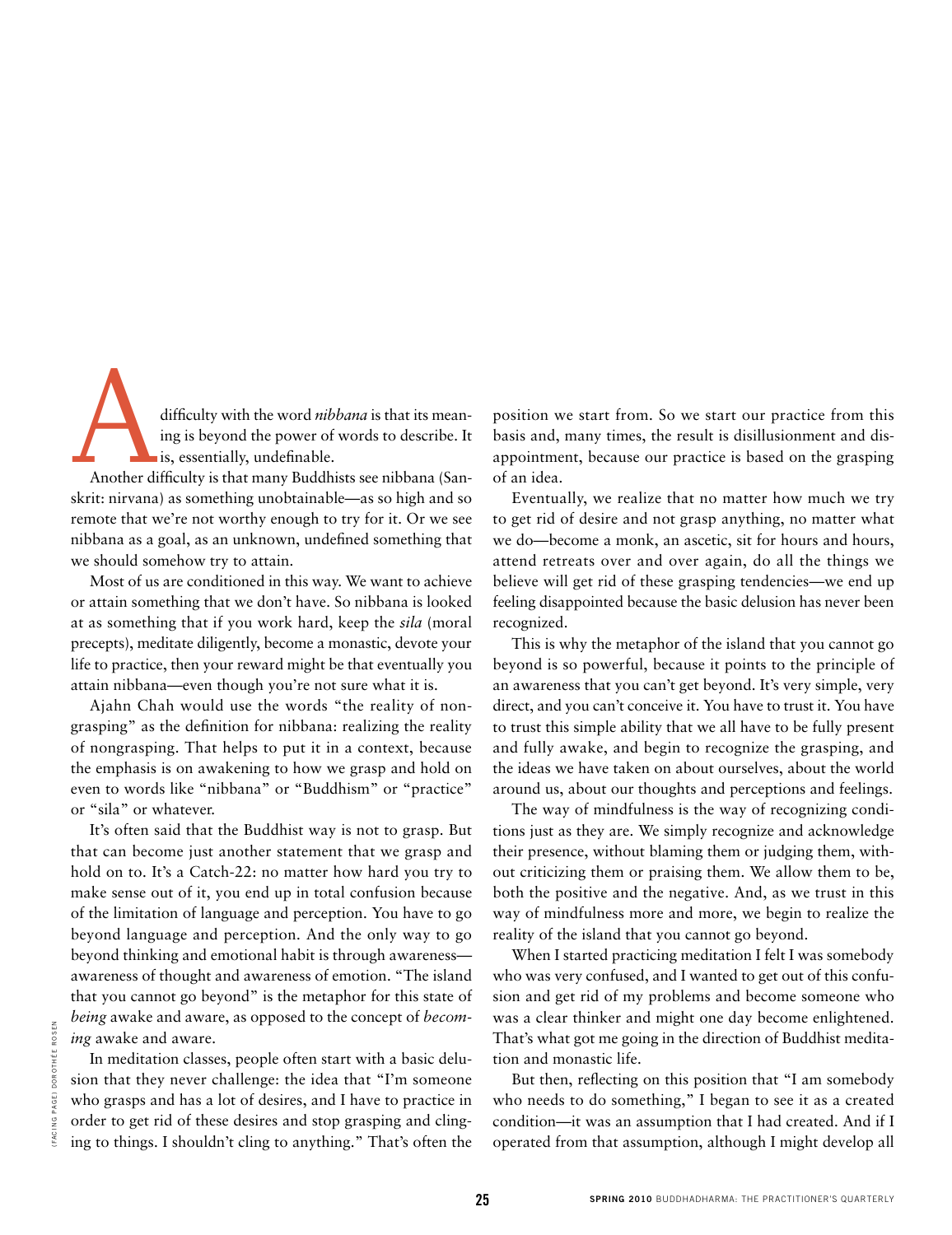A difficulty with the word *nibbana* is that its meaning is beyond the power of words to describe. It is, essentially, undefinable.

Another difficulty is that many Buddhists see nibbana (Sanskrit: nirvana) as something unobtainable—as so high and so remote that we're not worthy enough to try for it. Or we see nibbana as a goal, as an unknown, undefined something that we should somehow try to attain.

Most of us are conditioned in this way. We want to achieve or attain something that we don't have. So nibbana is looked at as something that if you work hard, keep the *sila* (moral precepts), meditate diligently, become a monastic, devote your life to practice, then your reward might be that eventually you attain nibbana—even though you're not sure what it is.

Ajahn Chah would use the words "the reality of nongrasping" as the definition for nibbana: realizing the reality of nongrasping. That helps to put it in a context, because the emphasis is on awakening to how we grasp and hold on even to words like "nibbana" or "Buddhism" or "practice" or "sila" or whatever.

It's often said that the Buddhist way is not to grasp. But that can become just another statement that we grasp and hold on to. It's a Catch-22: no matter how hard you try to make sense out of it, you end up in total confusion because of the limitation of language and perception. You have to go beyond language and perception. And the only way to go beyond thinking and emotional habit is through awareness—awareness of thought and awareness of emotion. "The island that you cannot go beyond" is the metaphor for this state of *being* awake and aware, as opposed to the concept of *becoming* awake and aware.

In meditation classes, people often start with a basic delusion that they never challenge: the idea that "I'm someone who grasps and has a lot of desires, and I have to practice in order to get rid of these desires and stop grasping and clinging to things. I shouldn't cling to anything." That's often the position we start from. So we start our practice from this basis and, many times, the result is disillusionment and disappointment, because our practice is based on the grasping of an idea.

Eventually, we realize that no matter how much we try to get rid of desire and not grasp anything, no matter what we do—become a monk, an ascetic, sit for hours and hours, attend retreats over and over again, do all the things we believe will get rid of these grasping tendencies—we end up feeling disappointed because the basic delusion has never been recognized.

This is why the metaphor of the island that you cannot go beyond is so powerful, because it points to the principle of an awareness that you can't get beyond. It's very simple, very direct, and you can't conceive it. You have to trust it. You have to trust this simple ability that we all have to be fully present and fully awake, and begin to recognize the grasping, and the ideas we have taken on about ourselves, about the world around us, about our thoughts and perceptions and feelings.

The way of mindfulness is the way of recognizing conditions just as they are. We simply recognize and acknowledge their presence, without blaming them or judging them, without criticizing them or praising them. We allow them to be, both the positive and the negative. And, as we trust in this way of mindfulness more and more, we begin to realize the reality of the island that you cannot go beyond.

When I started practicing meditation I felt I was somebody who was very confused, and I wanted to get out of this confusion and get rid of my problems and become someone who was a clear thinker and might one day become enlightened. That's what got me going in the direction of Buddhist meditation and monastic life.

But then, reflecting on this position that "I am somebody who needs to do something," I began to see it as a created condition—it was an assumption that I had created. And if I operated from that assumption, although I might develop all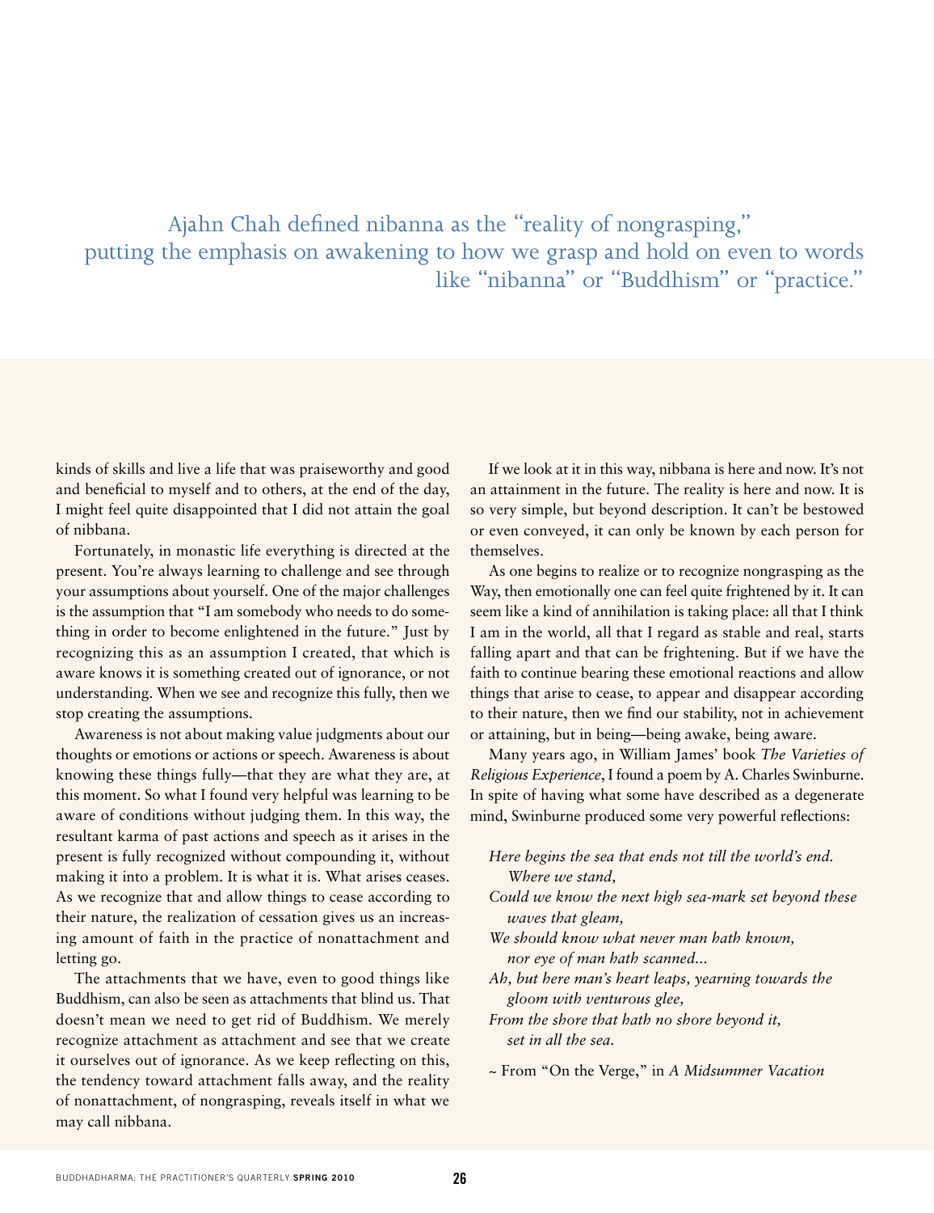> Ajahn Chah defined nibanna as the "reality of nongrasping," putting the emphasis on awakening to how we grasp and hold on even to words like "nibanna" or "Buddhism" or "practice."

kinds of skills and live a life that was praiseworthy and good and beneficial to myself and to others, at the end of the day, I might feel quite disappointed that I did not attain the goal of nibbana.

Fortunately, in monastic life everything is directed at the present. You're always learning to challenge and see through your assumptions about yourself. One of the major challenges is the assumption that "I am somebody who needs to do something in order to become enlightened in the future." Just by recognizing this as an assumption I created, that which is aware knows it is something created out of ignorance, or not understanding. When we see and recognize this fully, then we stop creating the assumptions.

Awareness is not about making value judgments about our thoughts or emotions or actions or speech. Awareness is about knowing these things fully—that they are what they are, at this moment. So what I found very helpful was learning to be aware of conditions without judging them. In this way, the resultant karma of past actions and speech as it arises in the present is fully recognized without compounding it, without making it into a problem. It is what it is. What arises ceases. As we recognize that and allow things to cease according to their nature, the realization of cessation gives us an increasing amount of faith in the practice of nonattachment and letting go.

The attachments that we have, even to good things like Buddhism, can also be seen as attachments that blind us. That doesn't mean we need to get rid of Buddhism. We merely recognize attachment as attachment and see that we create it ourselves out of ignorance. As we keep reflecting on this, the tendency toward attachment falls away, and the reality of nonattachment, of nongrasping, reveals itself in what we may call nibbana.

If we look at it in this way, nibbana is here and now. It's not an attainment in the future. The reality is here and now. It is so very simple, but beyond description. It can't be bestowed or even conveyed, it can only be known by each person for themselves.

As one begins to realize or to recognize nongrasping as the Way, then emotionally one can feel quite frightened by it. It can seem like a kind of annihilation is taking place: all that I think I am in the world, all that I regard as stable and real, starts falling apart and that can be frightening. But if we have the faith to continue bearing these emotional reactions and allow things that arise to cease, to appear and disappear according to their nature, then we find our stability, not in achievement or attaining, but in being—being awake, being aware.

Many years ago, in William James' book *The Varieties of Religious Experience*, I found a poem by A. Charles Swinburne. In spite of having what some have described as a degenerate mind, Swinburne produced some very powerful reflections:

*Here begins the sea that ends not till the world's end.*
*Where we stand,*
*Could we know the next high sea-mark set beyond these waves that gleam,*
*We should know what never man hath known,*
*nor eye of man hath scanned...*
*Ah, but here man's heart leaps, yearning towards the gloom with venturous glee,*
*From the shore that hath no shore beyond it,*
*set in all the sea.*

~ From "On the Verge," in *A Midsummer Vacation*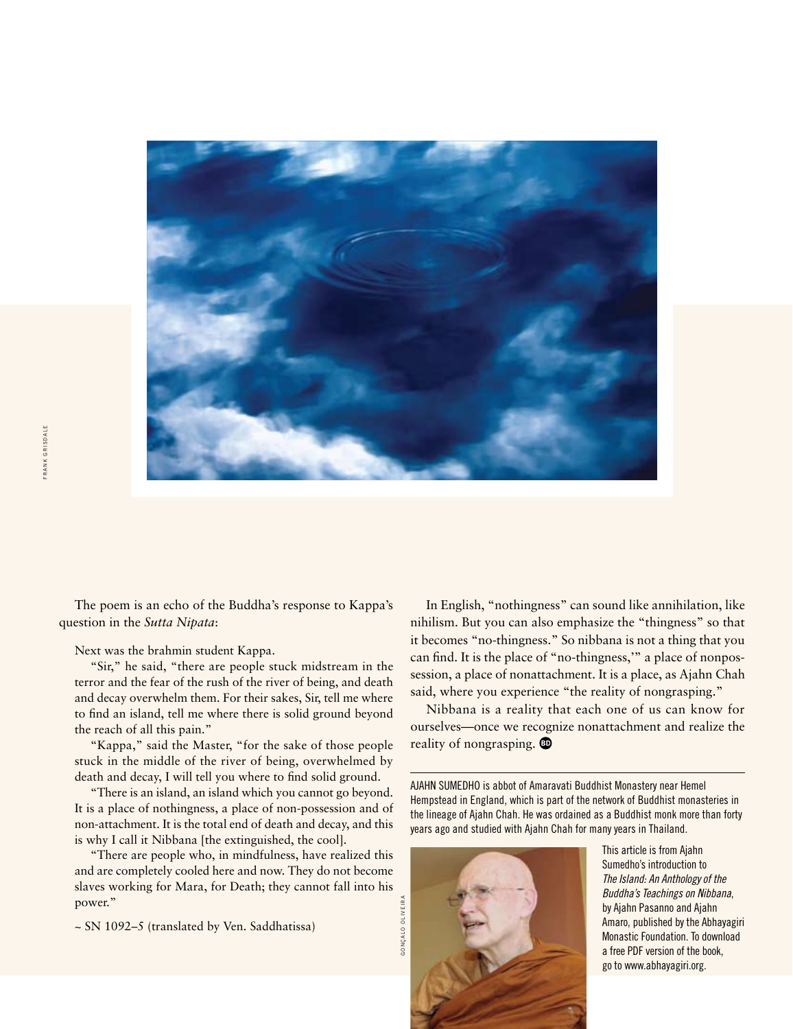The poem is an echo of the Buddha's response to Kappa's question in the *Sutta Nipata*:

> Next was the brahmin student Kappa.
>
> "Sir," he said, "there are people stuck midstream in the terror and the fear of the rush of the river of being, and death and decay overwhelm them. For their sakes, Sir, tell me where to find an island, tell me where there is solid ground beyond the reach of all this pain."
>
> "Kappa," said the Master, "for the sake of those people stuck in the middle of the river of being, overwhelmed by death and decay, I will tell you where to find solid ground.
>
> "There is an island, an island which you cannot go beyond. It is a place of nothingness, a place of non-possession and of non-attachment. It is the total end of death and decay, and this is why I call it Nibbana [the extinguished, the cool].
>
> "There are people who, in mindfulness, have realized this and are completely cooled here and now. They do not become slaves working for Mara, for Death; they cannot fall into his power."
>
> ~ SN 1092–5 (translated by Ven. Saddhatissa)

In English, "nothingness" can sound like annihilation, like nihilism. But you can also emphasize the "thingness" so that it becomes "no-thingness." So nibbana is not a thing that you can find. It is the place of "no-thingness,'" a place of nonpossession, a place of nonattachment. It is a place, as Ajahn Chah said, where you experience "the reality of nongrasping."

Nibbana is a reality that each one of us can know for ourselves—once we recognize nonattachment and realize the reality of nongrasping.

---

AJAHN SUMEDHO is abbot of Amaravati Buddhist Monastery near Hemel Hempstead in England, which is part of the network of Buddhist monasteries in the lineage of Ajahn Chah. He was ordained as a Buddhist monk more than forty years ago and studied with Ajahn Chah for many years in Thailand.

This article is from Ajahn Sumedho's introduction to *The Island: An Anthology of the Buddha's Teachings on Nibbana*, by Ajahn Pasanno and Ajahn Amaro, published by the Abhayagiri Monastic Foundation. To download a free PDF version of the book, go to www.abhayagiri.org.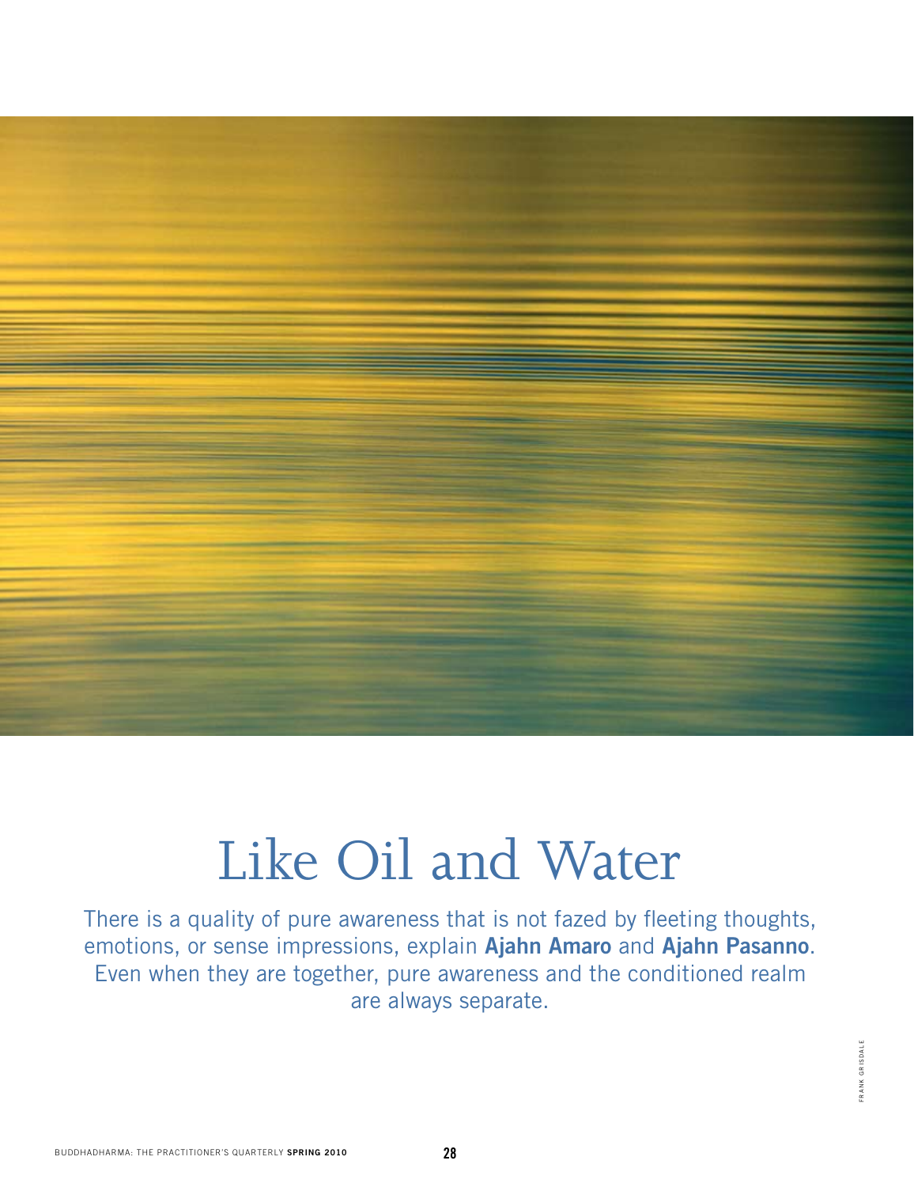# Like Oil and Water

There is a quality of pure awareness that is not fazed by fleeting thoughts, emotions, or sense impressions, explain **Ajahn Amaro** and **Ajahn Pasanno**. Even when they are together, pure awareness and the conditioned realm are always separate.

FRANK GRISDALE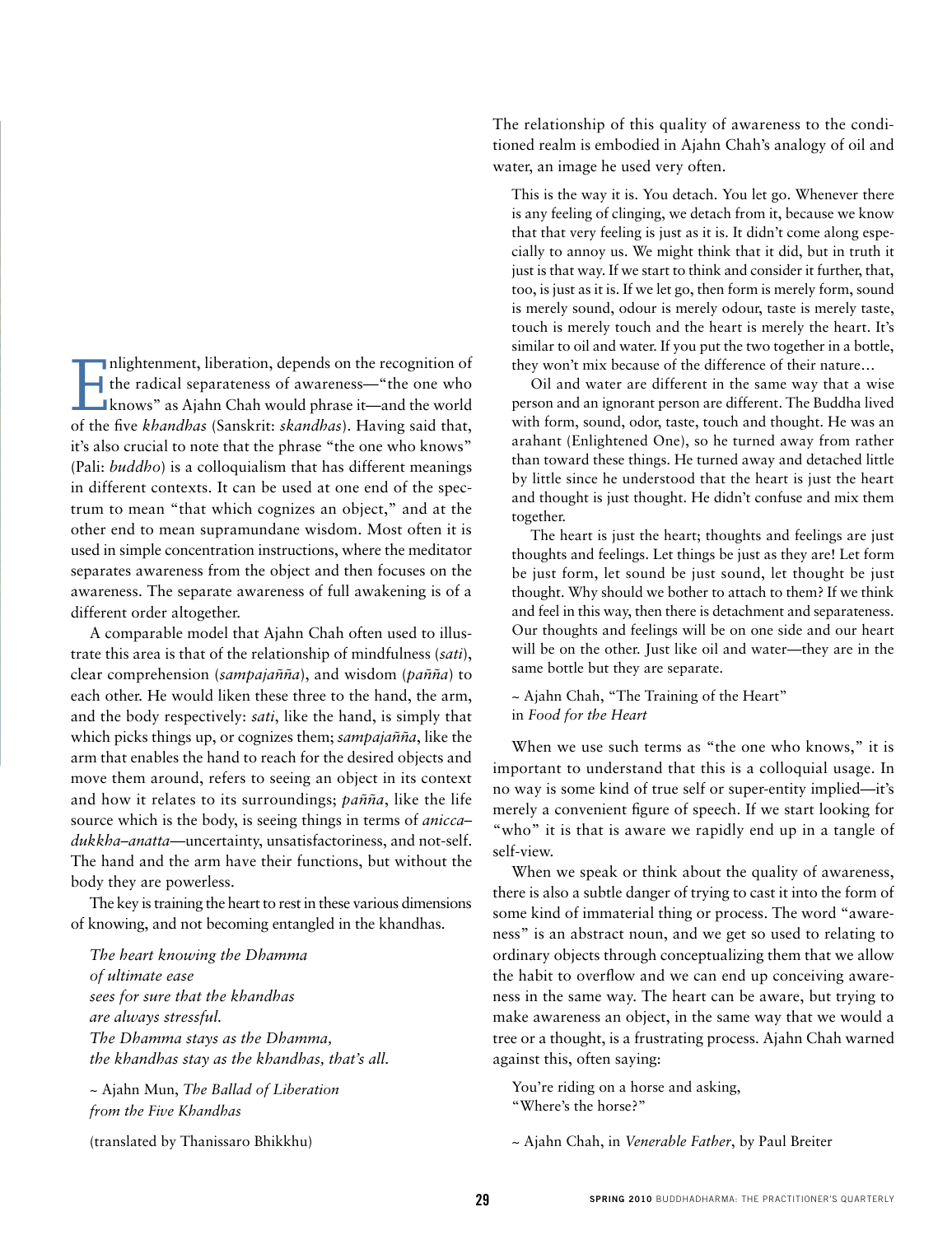Enlightenment, liberation, depends on the recognition of the radical separateness of awareness—"the one who knows" as Ajahn Chah would phrase it—and the world of the five *khandhas* (Sanskrit: *skandhas*). Having said that, it's also crucial to note that the phrase "the one who knows" (Pali: *buddho*) is a colloquialism that has different meanings in different contexts. It can be used at one end of the spectrum to mean "that which cognizes an object," and at the other end to mean supramundane wisdom. Most often it is used in simple concentration instructions, where the meditator separates awareness from the object and then focuses on the awareness. The separate awareness of full awakening is of a different order altogether.

A comparable model that Ajahn Chah often used to illustrate this area is that of the relationship of mindfulness (*sati*), clear comprehension (*sampajañña*), and wisdom (*pañña*) to each other. He would liken these three to the hand, the arm, and the body respectively: *sati*, like the hand, is simply that which picks things up, or cognizes them; *sampajañña*, like the arm that enables the hand to reach for the desired objects and move them around, refers to seeing an object in its context and how it relates to its surroundings; *pañña*, like the life source which is the body, is seeing things in terms of *anicca–dukkha–anatta*—uncertainty, unsatisfactoriness, and not-self. The hand and the arm have their functions, but without the body they are powerless.

The key is training the heart to rest in these various dimensions of knowing, and not becoming entangled in the khandhas.

> *The heart knowing the Dhamma*
> *of ultimate ease*
> *sees for sure that the khandhas*
> *are always stressful.*
> *The Dhamma stays as the Dhamma,*
> *the khandhas stay as the khandhas, that's all.*
>
> ~ Ajahn Mun, *The Ballad of Liberation from the Five Khandhas*
>
> (translated by Thanissaro Bhikkhu)

The relationship of this quality of awareness to the conditioned realm is embodied in Ajahn Chah's analogy of oil and water, an image he used very often.

> This is the way it is. You detach. You let go. Whenever there is any feeling of clinging, we detach from it, because we know that that very feeling is just as it is. It didn't come along especially to annoy us. We might think that it did, but in truth it just is that way. If we start to think and consider it further, that, too, is just as it is. If we let go, then form is merely form, sound is merely sound, odour is merely odour, taste is merely taste, touch is merely touch and the heart is merely the heart. It's similar to oil and water. If you put the two together in a bottle, they won't mix because of the difference of their nature…
>
> Oil and water are different in the same way that a wise person and an ignorant person are different. The Buddha lived with form, sound, odor, taste, touch and thought. He was an arahant (Enlightened One), so he turned away from rather than toward these things. He turned away and detached little by little since he understood that the heart is just the heart and thought is just thought. He didn't confuse and mix them together.
>
> The heart is just the heart; thoughts and feelings are just thoughts and feelings. Let things be just as they are! Let form be just form, let sound be just sound, let thought be just thought. Why should we bother to attach to them? If we think and feel in this way, then there is detachment and separateness. Our thoughts and feelings will be on one side and our heart will be on the other. Just like oil and water—they are in the same bottle but they are separate.
>
> ~ Ajahn Chah, "The Training of the Heart" in *Food for the Heart*

When we use such terms as "the one who knows," it is important to understand that this is a colloquial usage. In no way is some kind of true self or super-entity implied—it's merely a convenient figure of speech. If we start looking for "who" it is that is aware we rapidly end up in a tangle of self-view.

When we speak or think about the quality of awareness, there is also a subtle danger of trying to cast it into the form of some kind of immaterial thing or process. The word "awareness" is an abstract noun, and we get so used to relating to ordinary objects through conceptualizing them that we allow the habit to overflow and we can end up conceiving awareness in the same way. The heart can be aware, but trying to make awareness an object, in the same way that we would a tree or a thought, is a frustrating process. Ajahn Chah warned against this, often saying:

> You're riding on a horse and asking,
> "Where's the horse?"
>
> ~ Ajahn Chah, in *Venerable Father*, by Paul Breiter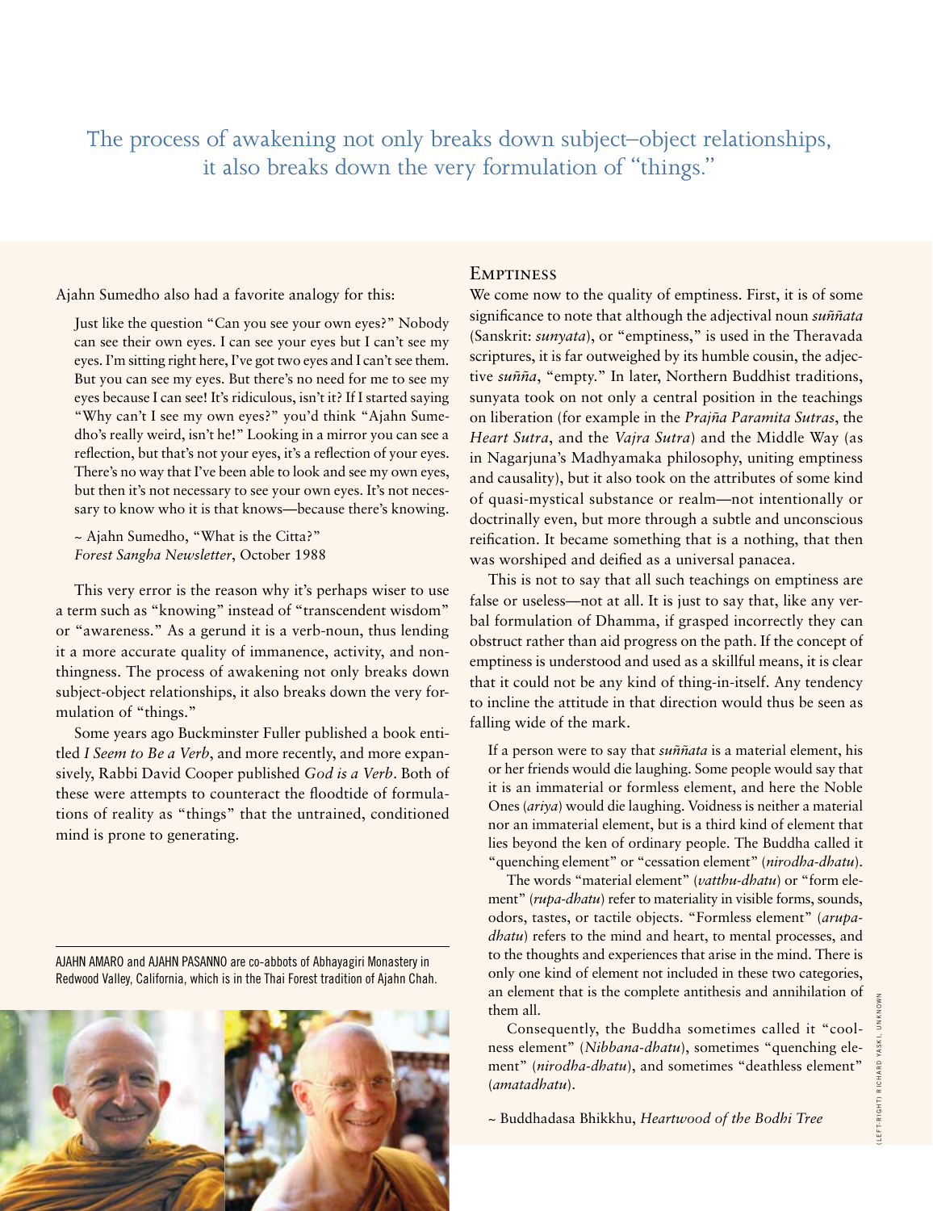The process of awakening not only breaks down subject–object relationships, it also breaks down the very formulation of "things."

Ajahn Sumedho also had a favorite analogy for this:

> Just like the question "Can you see your own eyes?" Nobody can see their own eyes. I can see your eyes but I can't see my eyes. I'm sitting right here, I've got two eyes and I can't see them. But you can see my eyes. But there's no need for me to see my eyes because I can see! It's ridiculous, isn't it? If I started saying "Why can't I see my own eyes?" you'd think "Ajahn Sumedho's really weird, isn't he!" Looking in a mirror you can see a reflection, but that's not your eyes, it's a reflection of your eyes. There's no way that I've been able to look and see my own eyes, but then it's not necessary to see your own eyes. It's not necessary to know who it is that knows—because there's knowing.
>
> ~ Ajahn Sumedho, "What is the Citta?" *Forest Sangha Newsletter*, October 1988

This very error is the reason why it's perhaps wiser to use a term such as "knowing" instead of "transcendent wisdom" or "awareness." As a gerund it is a verb-noun, thus lending it a more accurate quality of immanence, activity, and non-thingness. The process of awakening not only breaks down subject-object relationships, it also breaks down the very formulation of "things."

Some years ago Buckminster Fuller published a book entitled *I Seem to Be a Verb*, and more recently, and more expansively, Rabbi David Cooper published *God is a Verb*. Both of these were attempts to counteract the floodtide of formulations of reality as "things" that the untrained, conditioned mind is prone to generating.

AJAHN AMARO and AJAHN PASANNO are co-abbots of Abhayagiri Monastery in Redwood Valley, California, which is in the Thai Forest tradition of Ajahn Chah.

## Emptiness

We come now to the quality of emptiness. First, it is of some significance to note that although the adjectival noun *suññata* (Sanskrit: *sunyata*), or "emptiness," is used in the Theravada scriptures, it is far outweighed by its humble cousin, the adjective *suñña*, "empty." In later, Northern Buddhist traditions, sunyata took on not only a central position in the teachings on liberation (for example in the *Prajña Paramita Sutras*, the *Heart Sutra*, and the *Vajra Sutra*) and the Middle Way (as in Nagarjuna's Madhyamaka philosophy, uniting emptiness and causality), but it also took on the attributes of some kind of quasi-mystical substance or realm—not intentionally or doctrinally even, but more through a subtle and unconscious reification. It became something that is a nothing, that then was worshiped and deified as a universal panacea.

This is not to say that all such teachings on emptiness are false or useless—not at all. It is just to say that, like any verbal formulation of Dhamma, if grasped incorrectly they can obstruct rather than aid progress on the path. If the concept of emptiness is understood and used as a skillful means, it is clear that it could not be any kind of thing-in-itself. Any tendency to incline the attitude in that direction would thus be seen as falling wide of the mark.

> If a person were to say that *suññata* is a material element, his or her friends would die laughing. Some people would say that it is an immaterial or formless element, and here the Noble Ones (*ariya*) would die laughing. Voidness is neither a material nor an immaterial element, but is a third kind of element that lies beyond the ken of ordinary people. The Buddha called it "quenching element" or "cessation element" (*nirodha-dhatu*).
>
> The words "material element" (*vatthu-dhatu*) or "form element" (*rupa-dhatu*) refer to materiality in visible forms, sounds, odors, tastes, or tactile objects. "Formless element" (*arupa-dhatu*) refers to the mind and heart, to mental processes, and to the thoughts and experiences that arise in the mind. There is only one kind of element not included in these two categories, an element that is the complete antithesis and annihilation of them all.
>
> Consequently, the Buddha sometimes called it "coolness element" (*Nibbana-dhatu*), sometimes "quenching element" (*nirodha-dhatu*), and sometimes "deathless element" (*amatadhatu*).
>
> ~ Buddhadasa Bhikkhu, *Heartwood of the Bodhi Tree*

(LEFT-RIGHT) RICHARD YASKI, UNKNOWN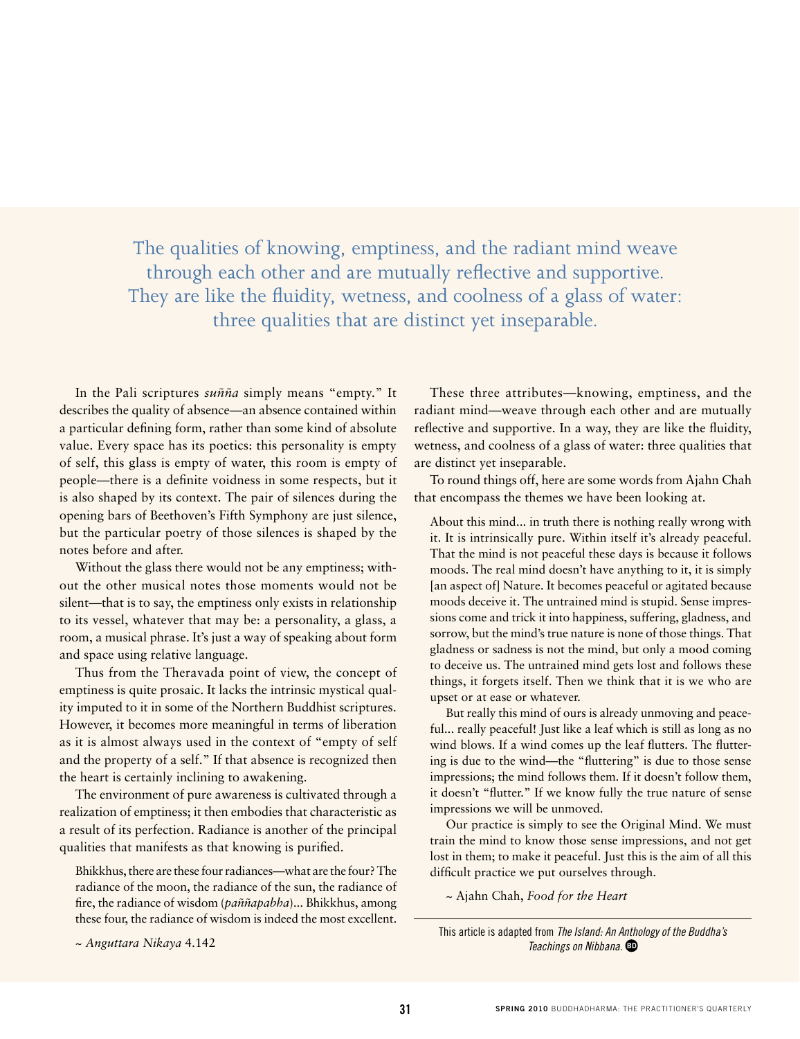> The qualities of knowing, emptiness, and the radiant mind weave through each other and are mutually reflective and supportive. They are like the fluidity, wetness, and coolness of a glass of water: three qualities that are distinct yet inseparable.

In the Pali scriptures *suñña* simply means "empty." It describes the quality of absence—an absence contained within a particular defining form, rather than some kind of absolute value. Every space has its poetics: this personality is empty of self, this glass is empty of water, this room is empty of people—there is a definite voidness in some respects, but it is also shaped by its context. The pair of silences during the opening bars of Beethoven's Fifth Symphony are just silence, but the particular poetry of those silences is shaped by the notes before and after.

Without the glass there would not be any emptiness; without the other musical notes those moments would not be silent—that is to say, the emptiness only exists in relationship to its vessel, whatever that may be: a personality, a glass, a room, a musical phrase. It's just a way of speaking about form and space using relative language.

Thus from the Theravada point of view, the concept of emptiness is quite prosaic. It lacks the intrinsic mystical quality imputed to it in some of the Northern Buddhist scriptures. However, it becomes more meaningful in terms of liberation as it is almost always used in the context of "empty of self and the property of a self." If that absence is recognized then the heart is certainly inclining to awakening.

The environment of pure awareness is cultivated through a realization of emptiness; it then embodies that characteristic as a result of its perfection. Radiance is another of the principal qualities that manifests as that knowing is purified.

> Bhikkhus, there are these four radiances—what are the four? The radiance of the moon, the radiance of the sun, the radiance of fire, the radiance of wisdom (*paññapabha*)... Bhikkhus, among these four, the radiance of wisdom is indeed the most excellent.
>
> ~ *Anguttara Nikaya* 4.142

These three attributes—knowing, emptiness, and the radiant mind—weave through each other and are mutually reflective and supportive. In a way, they are like the fluidity, wetness, and coolness of a glass of water: three qualities that are distinct yet inseparable.

To round things off, here are some words from Ajahn Chah that encompass the themes we have been looking at.

> About this mind... in truth there is nothing really wrong with it. It is intrinsically pure. Within itself it's already peaceful. That the mind is not peaceful these days is because it follows moods. The real mind doesn't have anything to it, it is simply [an aspect of] Nature. It becomes peaceful or agitated because moods deceive it. The untrained mind is stupid. Sense impressions come and trick it into happiness, suffering, gladness, and sorrow, but the mind's true nature is none of those things. That gladness or sadness is not the mind, but only a mood coming to deceive us. The untrained mind gets lost and follows these things, it forgets itself. Then we think that it is we who are upset or at ease or whatever.
>
> But really this mind of ours is already unmoving and peaceful... really peaceful! Just like a leaf which is still as long as no wind blows. If a wind comes up the leaf flutters. The fluttering is due to the wind—the "fluttering" is due to those sense impressions; the mind follows them. If it doesn't follow them, it doesn't "flutter." If we know fully the true nature of sense impressions we will be unmoved.
>
> Our practice is simply to see the Original Mind. We must train the mind to know those sense impressions, and not get lost in them; to make it peaceful. Just this is the aim of all this difficult practice we put ourselves through.
>
> ~ Ajahn Chah, *Food for the Heart*

---

This article is adapted from *The Island: An Anthology of the Buddha's Teachings on Nibbana.*